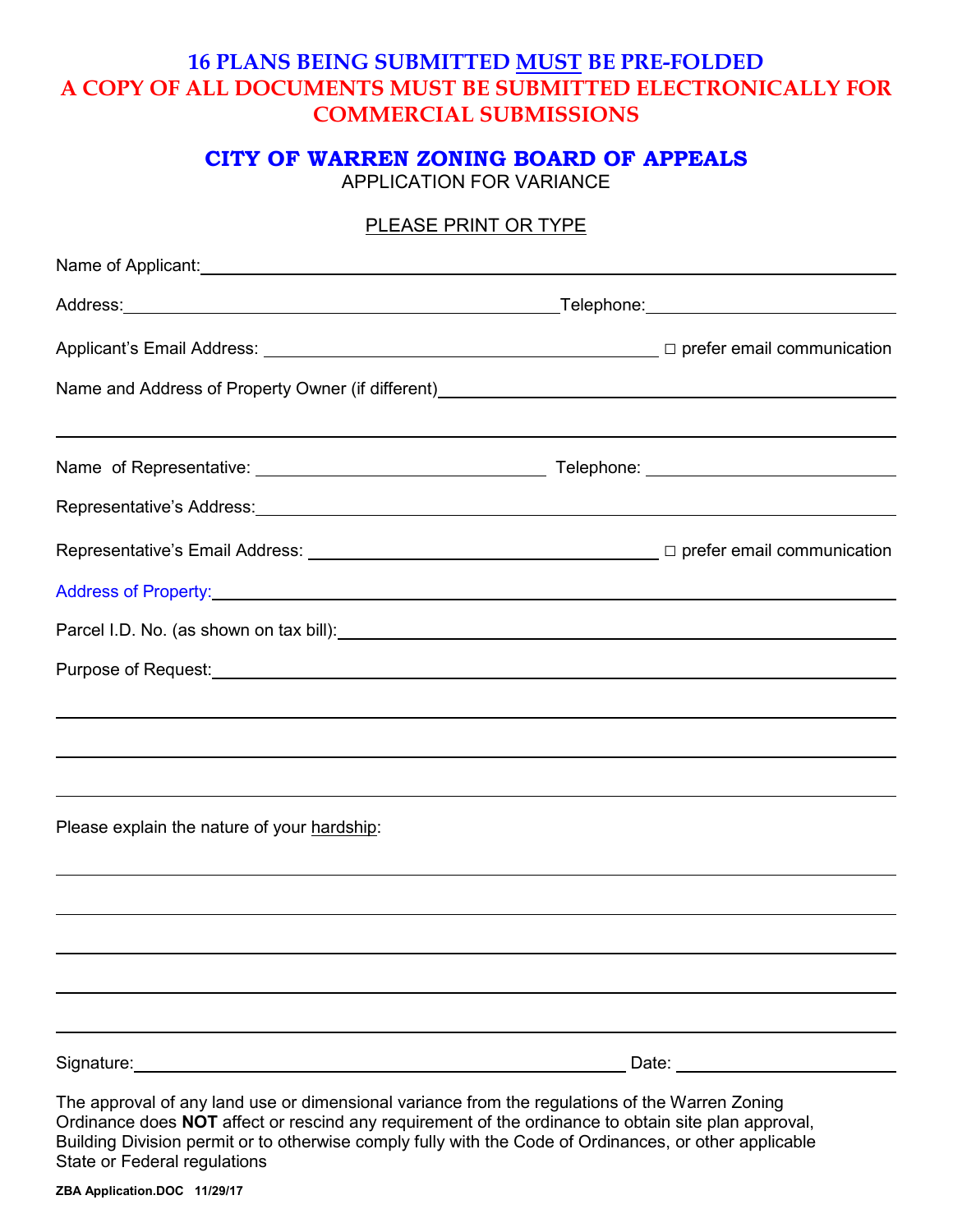**16 PLANS BEING SUBMITTED MUST BE PRE-FOLDED**
**A COPY OF ALL DOCUMENTS MUST BE SUBMITTED ELECTRONICALLY FOR COMMERCIAL SUBMISSIONS**

# CITY OF WARREN ZONING BOARD OF APPEALS

APPLICATION FOR VARIANCE

PLEASE PRINT OR TYPE

Name of Applicant: ______________________________________________

Address: ______________________________ Telephone: ______________________

Applicant's Email Address: ______________________________ ☐ prefer email communication

Name and Address of Property Owner (if different) ______________________________

______________________________________________________________________

Name of Representative: ______________________ Telephone: ______________________

Representative's Address: ______________________________________________

Representative's Email Address: ______________________________ ☐ prefer email communication

Address of Property: ______________________________________________

Parcel I.D. No. (as shown on tax bill): ______________________________

Purpose of Request: ______________________________________________

______________________________________________________________________

______________________________________________________________________

______________________________________________________________________

Please explain the nature of your hardship:

______________________________________________________________________

______________________________________________________________________

______________________________________________________________________

______________________________________________________________________

______________________________________________________________________

Signature: ______________________________ Date: ______________________

The approval of any land use or dimensional variance from the regulations of the Warren Zoning Ordinance does **NOT** affect or rescind any requirement of the ordinance to obtain site plan approval, Building Division permit or to otherwise comply fully with the Code of Ordinances, or other applicable State or Federal regulations

ZBA Application.DOC 11/29/17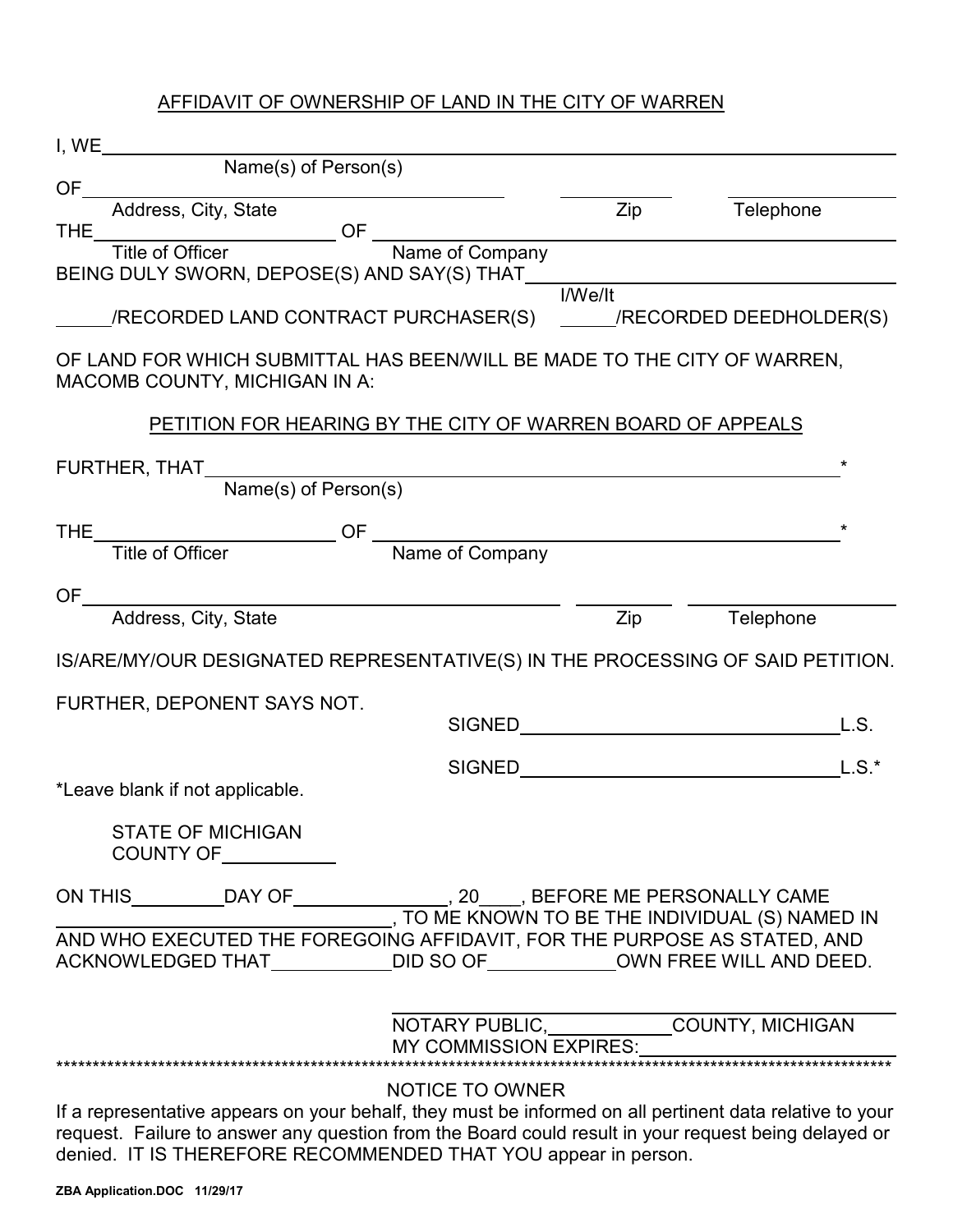# AFFIDAVIT OF OWNERSHIP OF LAND IN THE CITY OF WARREN

I, WE ________________________________________________________________
Name(s) of Person(s)

OF ______________________________________ __________ ______________
Address, City, State Zip Telephone

THE ____________________ OF ____________________________________
Title of Officer Name of Company

BEING DULY SWORN, DEPOSE(S) AND SAY(S) THAT ______________________
I/We/It

_____/RECORDED LAND CONTRACT PURCHASER(S) _____/RECORDED DEEDHOLDER(S)

OF LAND FOR WHICH SUBMITTAL HAS BEEN/WILL BE MADE TO THE CITY OF WARREN, MACOMB COUNTY, MICHIGAN IN A:

## PETITION FOR HEARING BY THE CITY OF WARREN BOARD OF APPEALS

FURTHER, THAT ____________________________________________________*
Name(s) of Person(s)

THE ____________________ OF ____________________________________*
Title of Officer Name of Company

OF ______________________________________ __________ ______________
Address, City, State Zip Telephone

IS/ARE/MY/OUR DESIGNATED REPRESENTATIVE(S) IN THE PROCESSING OF SAID PETITION.

FURTHER, DEPONENT SAYS NOT.

SIGNED ______________________________ L.S.

SIGNED ______________________________ L.S.*

*Leave blank if not applicable.

STATE OF MICHIGAN
COUNTY OF __________

ON THIS ________ DAY OF ______________, 20____, BEFORE ME PERSONALLY CAME ______________________________, TO ME KNOWN TO BE THE INDIVIDUAL (S) NAMED IN AND WHO EXECUTED THE FOREGOING AFFIDAVIT, FOR THE PURPOSE AS STATED, AND ACKNOWLEDGED THAT __________ DID SO OF __________ OWN FREE WILL AND DEED.

______________________________
NOTARY PUBLIC, __________ COUNTY, MICHIGAN
MY COMMISSION EXPIRES: ______________

**************************************************************************************************************

NOTICE TO OWNER

If a representative appears on your behalf, they must be informed on all pertinent data relative to your request. Failure to answer any question from the Board could result in your request being delayed or denied. IT IS THEREFORE RECOMMENDED THAT YOU appear in person.

**ZBA Application.DOC 11/29/17**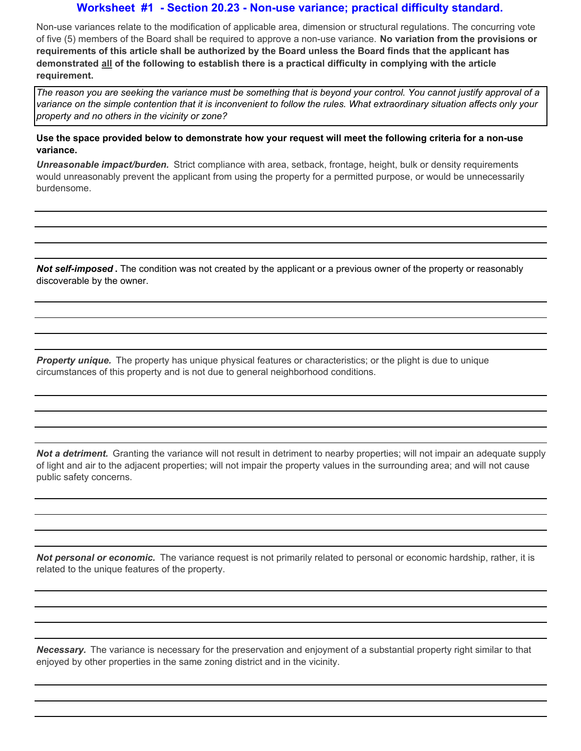## Worksheet #1 - Section 20.23 - Non-use variance; practical difficulty standard.

Non-use variances relate to the modification of applicable area, dimension or structural regulations. The concurring vote of five (5) members of the Board shall be required to approve a non-use variance. **No variation from the provisions or requirements of this article shall be authorized by the Board unless the Board finds that the applicant has demonstrated all of the following to establish there is a practical difficulty in complying with the article requirement.**

*The reason you are seeking the variance must be something that is beyond your control. You cannot justify approval of a variance on the simple contention that it is inconvenient to follow the rules. What extraordinary situation affects only your property and no others in the vicinity or zone?*

**Use the space provided below to demonstrate how your request will meet the following criteria for a non-use variance.**

***Unreasonable impact/burden.*** Strict compliance with area, setback, frontage, height, bulk or density requirements would unreasonably prevent the applicant from using the property for a permitted purpose, or would be unnecessarily burdensome.

___

___

___

***Not self-imposed .*** The condition was not created by the applicant or a previous owner of the property or reasonably discoverable by the owner.

___

___

___

***Property unique.*** The property has unique physical features or characteristics; or the plight is due to unique circumstances of this property and is not due to general neighborhood conditions.

___

___

___

***Not a detriment.*** Granting the variance will not result in detriment to nearby properties; will not impair an adequate supply of light and air to the adjacent properties; will not impair the property values in the surrounding area; and will not cause public safety concerns.

___

___

___

***Not personal or economic.*** The variance request is not primarily related to personal or economic hardship, rather, it is related to the unique features of the property.

___

___

___

***Necessary.*** The variance is necessary for the preservation and enjoyment of a substantial property right similar to that enjoyed by other properties in the same zoning district and in the vicinity.

___

___

___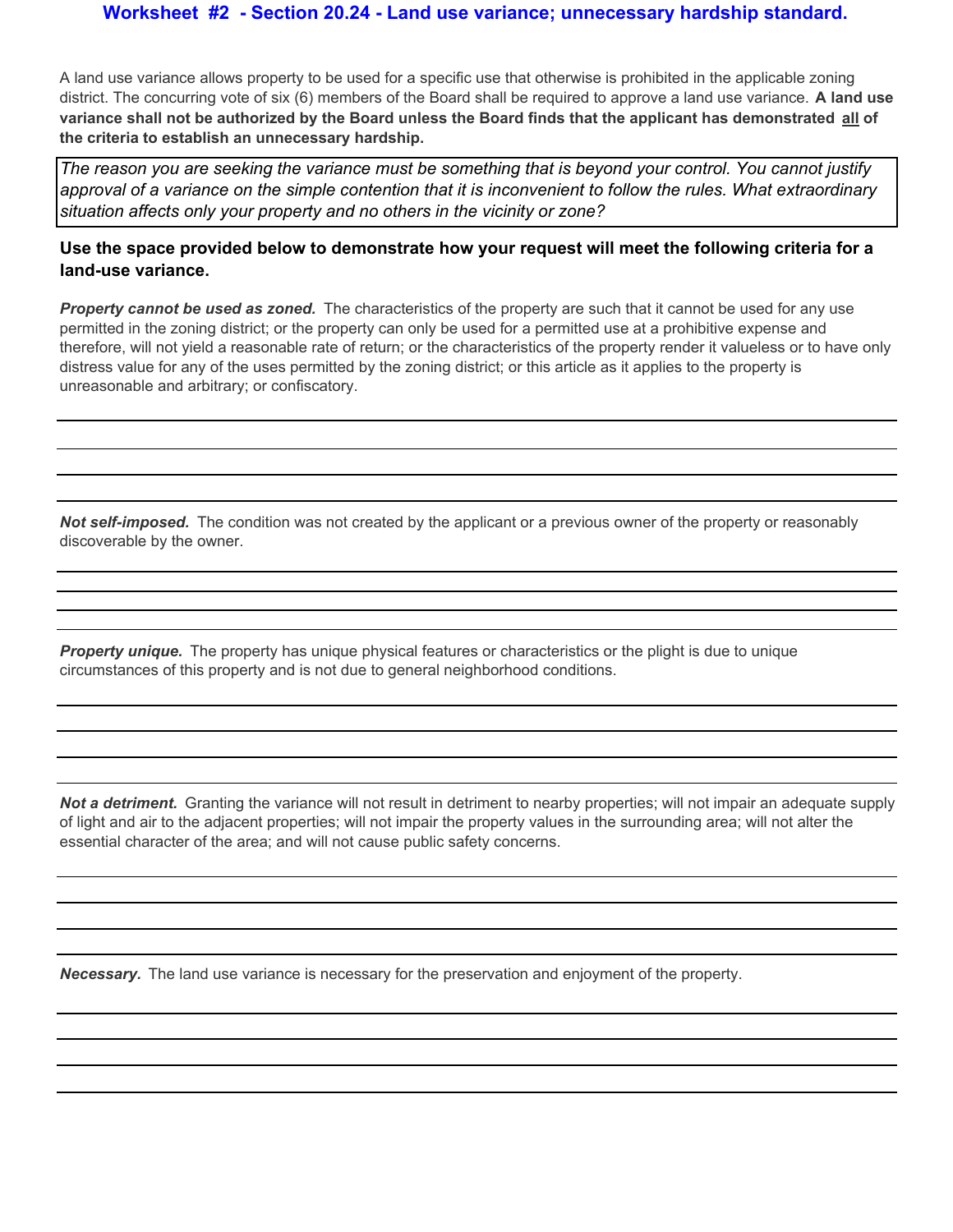# Worksheet #2 - Section 20.24 - Land use variance; unnecessary hardship standard.

A land use variance allows property to be used for a specific use that otherwise is prohibited in the applicable zoning district. The concurring vote of six (6) members of the Board shall be required to approve a land use variance. **A land use variance shall not be authorized by the Board unless the Board finds that the applicant has demonstrated all of the criteria to establish an unnecessary hardship.**

*The reason you are seeking the variance must be something that is beyond your control. You cannot justify approval of a variance on the simple contention that it is inconvenient to follow the rules. What extraordinary situation affects only your property and no others in the vicinity or zone?*

**Use the space provided below to demonstrate how your request will meet the following criteria for a land-use variance.**

***Property cannot be used as zoned.*** The characteristics of the property are such that it cannot be used for any use permitted in the zoning district; or the property can only be used for a permitted use at a prohibitive expense and therefore, will not yield a reasonable rate of return; or the characteristics of the property render it valueless or to have only distress value for any of the uses permitted by the zoning district; or this article as it applies to the property is unreasonable and arbitrary; or confiscatory.

---

---

---

---

***Not self-imposed.*** The condition was not created by the applicant or a previous owner of the property or reasonably discoverable by the owner.

---

---

---

---

***Property unique.*** The property has unique physical features or characteristics or the plight is due to unique circumstances of this property and is not due to general neighborhood conditions.

---

---

---

---

***Not a detriment.*** Granting the variance will not result in detriment to nearby properties; will not impair an adequate supply of light and air to the adjacent properties; will not impair the property values in the surrounding area; will not alter the essential character of the area; and will not cause public safety concerns.

---

---

---

---

***Necessary.*** The land use variance is necessary for the preservation and enjoyment of the property.

---

---

---

---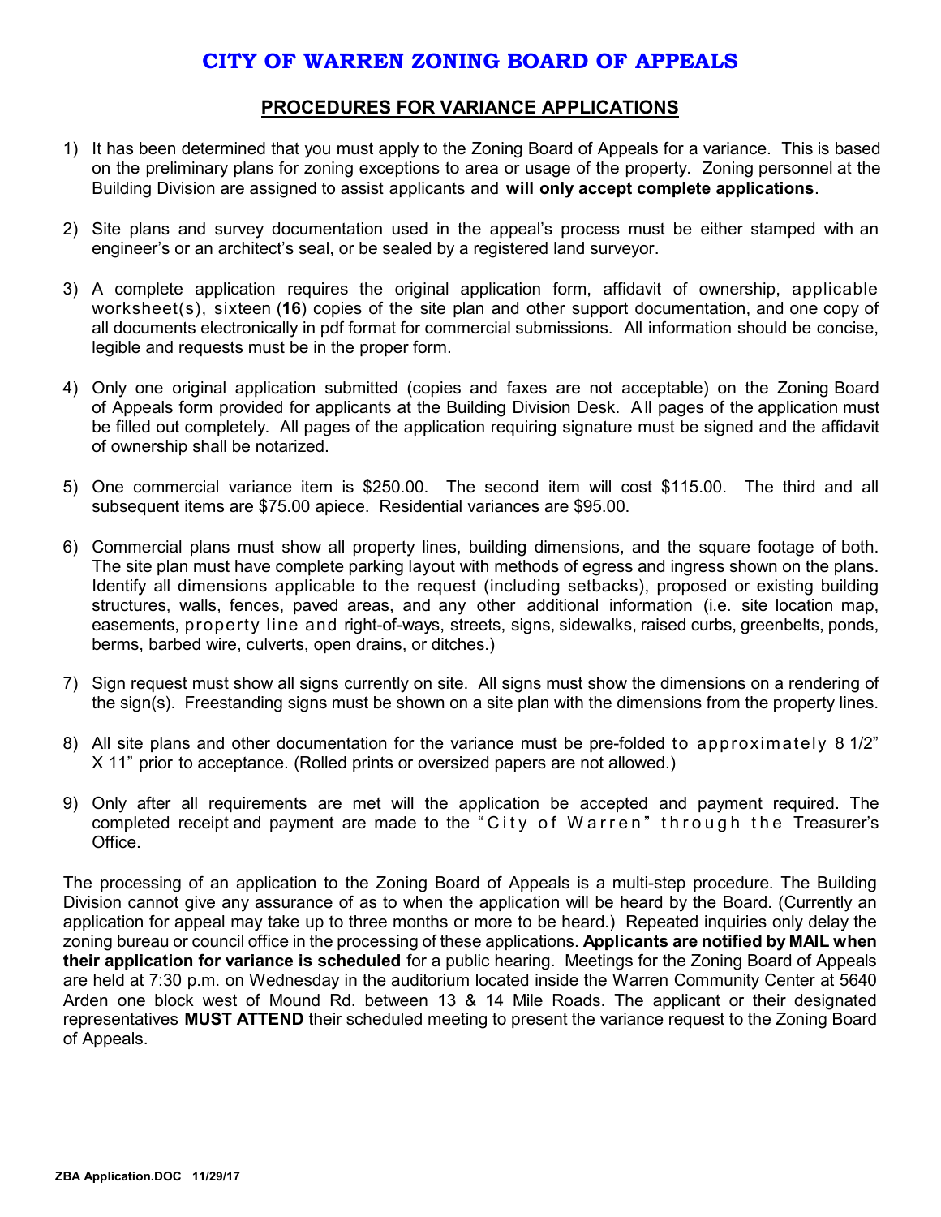# CITY OF WARREN ZONING BOARD OF APPEALS

## PROCEDURES FOR VARIANCE APPLICATIONS

1) It has been determined that you must apply to the Zoning Board of Appeals for a variance. This is based on the preliminary plans for zoning exceptions to area or usage of the property. Zoning personnel at the Building Division are assigned to assist applicants and **will only accept complete applications**.

2) Site plans and survey documentation used in the appeal's process must be either stamped with an engineer's or an architect's seal, or be sealed by a registered land surveyor.

3) A complete application requires the original application form, affidavit of ownership, applicable worksheet(s), sixteen (**16**) copies of the site plan and other support documentation, and one copy of all documents electronically in pdf format for commercial submissions. All information should be concise, legible and requests must be in the proper form.

4) Only one original application submitted (copies and faxes are not acceptable) on the Zoning Board of Appeals form provided for applicants at the Building Division Desk. All pages of the application must be filled out completely. All pages of the application requiring signature must be signed and the affidavit of ownership shall be notarized.

5) One commercial variance item is $250.00. The second item will cost $115.00. The third and all subsequent items are $75.00 apiece. Residential variances are $95.00.

6) Commercial plans must show all property lines, building dimensions, and the square footage of both. The site plan must have complete parking layout with methods of egress and ingress shown on the plans. Identify all dimensions applicable to the request (including setbacks), proposed or existing building structures, walls, fences, paved areas, and any other additional information (i.e. site location map, easements, property line and right-of-ways, streets, signs, sidewalks, raised curbs, greenbelts, ponds, berms, barbed wire, culverts, open drains, or ditches.)

7) Sign request must show all signs currently on site. All signs must show the dimensions on a rendering of the sign(s). Freestanding signs must be shown on a site plan with the dimensions from the property lines.

8) All site plans and other documentation for the variance must be pre-folded to approximately 8 1/2" X 11" prior to acceptance. (Rolled prints or oversized papers are not allowed.)

9) Only after all requirements are met will the application be accepted and payment required. The completed receipt and payment are made to the "City of Warren" through the Treasurer's Office.

The processing of an application to the Zoning Board of Appeals is a multi-step procedure. The Building Division cannot give any assurance of as to when the application will be heard by the Board. (Currently an application for appeal may take up to three months or more to be heard.) Repeated inquiries only delay the zoning bureau or council office in the processing of these applications. **Applicants are notified by MAIL when their application for variance is scheduled** for a public hearing. Meetings for the Zoning Board of Appeals are held at 7:30 p.m. on Wednesday in the auditorium located inside the Warren Community Center at 5640 Arden one block west of Mound Rd. between 13 & 14 Mile Roads. The applicant or their designated representatives **MUST ATTEND** their scheduled meeting to present the variance request to the Zoning Board of Appeals.

ZBA Application.DOC 11/29/17